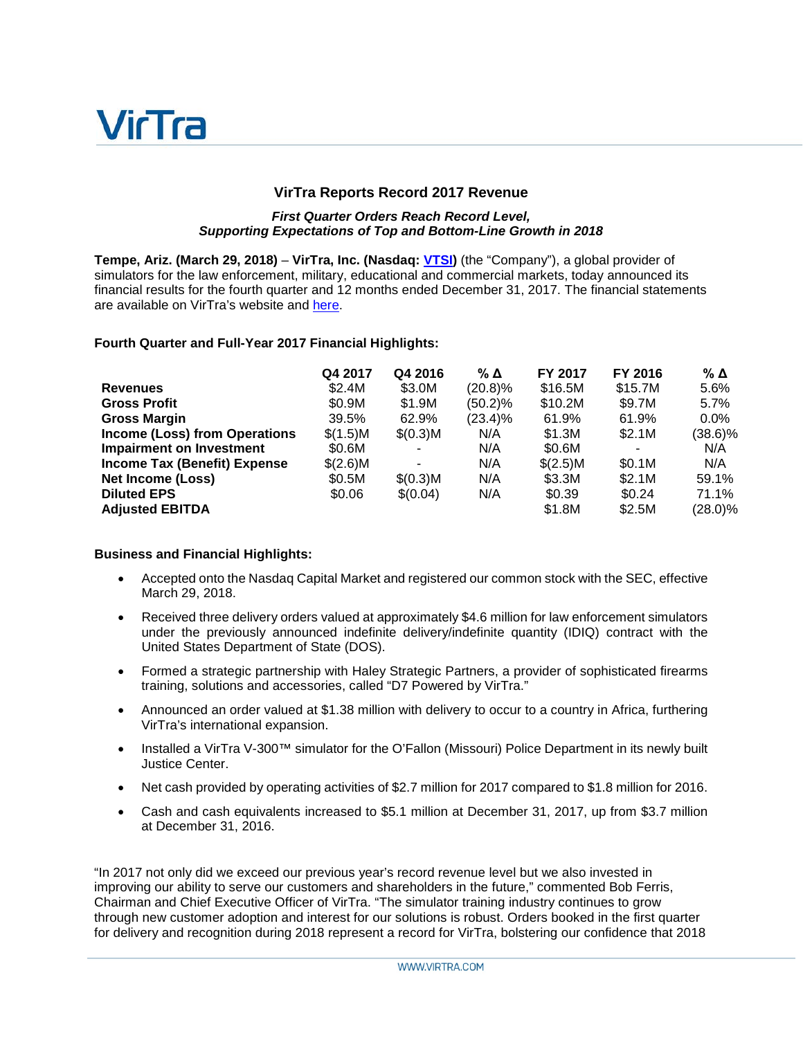VirTra

## VirTra Reports Record 2017 Revenue

***First Quarter Orders Reach Record Level, Supporting Expectations of Top and Bottom-Line Growth in 2018***

**Tempe, Ariz. (March 29, 2018)** – **VirTra, Inc. (Nasdaq: VTSI)** (the "Company"), a global provider of simulators for the law enforcement, military, educational and commercial markets, today announced its financial results for the fourth quarter and 12 months ended December 31, 2017. The financial statements are available on VirTra's website and here.

**Fourth Quarter and Full-Year 2017 Financial Highlights:**

| | Q4 2017 | Q4 2016 | % Δ | FY 2017 | FY 2016 | % Δ |
|---|---|---|---|---|---|---|
| **Revenues** | $2.4M | $3.0M | (20.8)% | $16.5M | $15.7M | 5.6% |
| **Gross Profit** | $0.9M | $1.9M | (50.2)% | $10.2M | $9.7M | 5.7% |
| **Gross Margin** | 39.5% | 62.9% | (23.4)% | 61.9% | 61.9% | 0.0% |
| **Income (Loss) from Operations** | $(1.5)M | $(0.3)M | N/A | $1.3M | $2.1M | (38.6)% |
| **Impairment on Investment** | $0.6M | - | N/A | $0.6M | - | N/A |
| **Income Tax (Benefit) Expense** | $(2.6)M | - | N/A | $(2.5)M | $0.1M | N/A |
| **Net Income (Loss)** | $0.5M | $(0.3)M | N/A | $3.3M | $2.1M | 59.1% |
| **Diluted EPS** | $0.06 | $(0.04) | N/A | $0.39 | $0.24 | 71.1% |
| **Adjusted EBITDA** | | | | $1.8M | $2.5M | (28.0)% |

**Business and Financial Highlights:**

- Accepted onto the Nasdaq Capital Market and registered our common stock with the SEC, effective March 29, 2018.
- Received three delivery orders valued at approximately $4.6 million for law enforcement simulators under the previously announced indefinite delivery/indefinite quantity (IDIQ) contract with the United States Department of State (DOS).
- Formed a strategic partnership with Haley Strategic Partners, a provider of sophisticated firearms training, solutions and accessories, called "D7 Powered by VirTra."
- Announced an order valued at $1.38 million with delivery to occur to a country in Africa, furthering VirTra's international expansion.
- Installed a VirTra V-300™ simulator for the O'Fallon (Missouri) Police Department in its newly built Justice Center.
- Net cash provided by operating activities of $2.7 million for 2017 compared to $1.8 million for 2016.
- Cash and cash equivalents increased to $5.1 million at December 31, 2017, up from $3.7 million at December 31, 2016.

"In 2017 not only did we exceed our previous year's record revenue level but we also invested in improving our ability to serve our customers and shareholders in the future," commented Bob Ferris, Chairman and Chief Executive Officer of VirTra. "The simulator training industry continues to grow through new customer adoption and interest for our solutions is robust. Orders booked in the first quarter for delivery and recognition during 2018 represent a record for VirTra, bolstering our confidence that 2018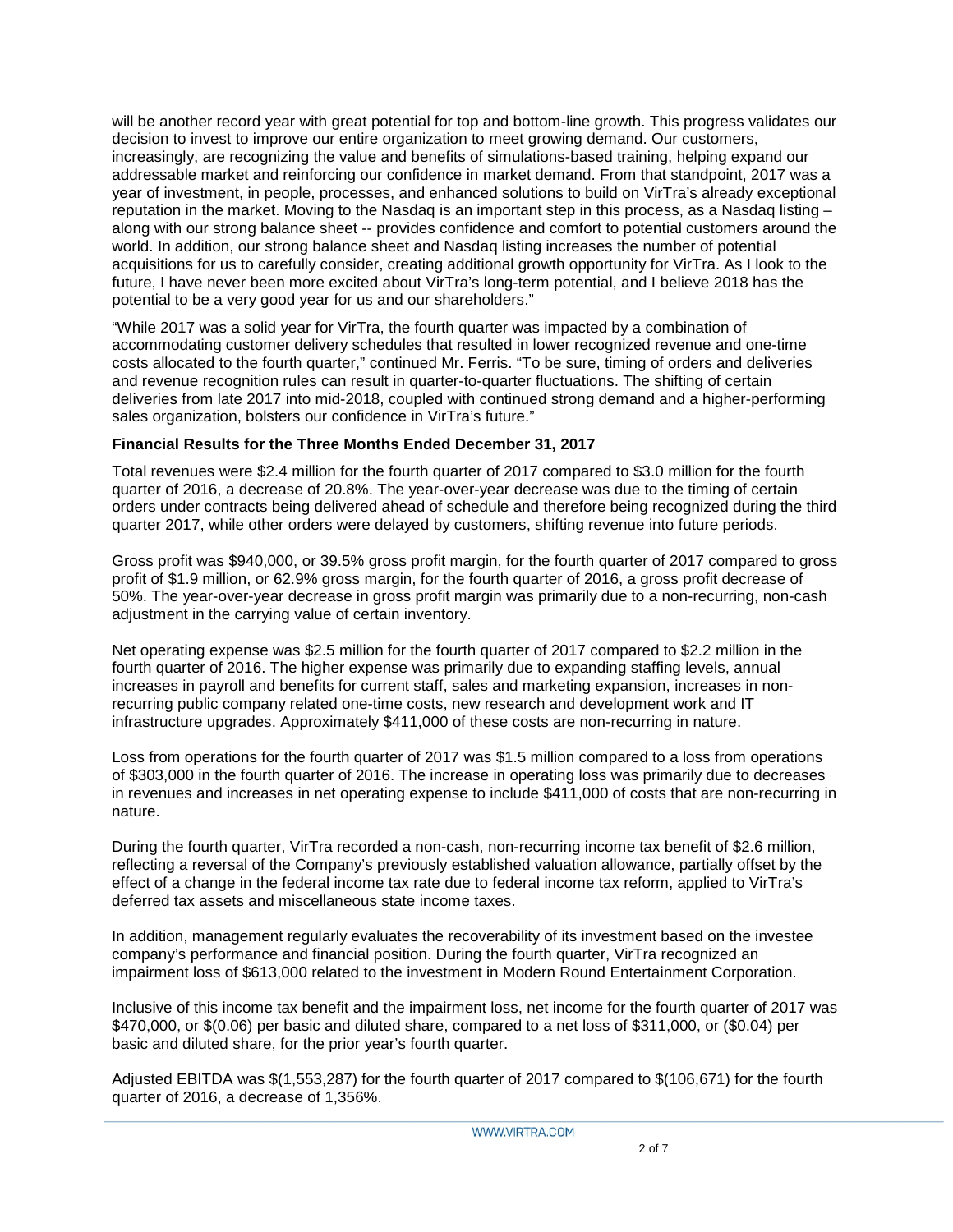will be another record year with great potential for top and bottom-line growth. This progress validates our decision to invest to improve our entire organization to meet growing demand. Our customers, increasingly, are recognizing the value and benefits of simulations-based training, helping expand our addressable market and reinforcing our confidence in market demand. From that standpoint, 2017 was a year of investment, in people, processes, and enhanced solutions to build on VirTra's already exceptional reputation in the market. Moving to the Nasdaq is an important step in this process, as a Nasdaq listing – along with our strong balance sheet -- provides confidence and comfort to potential customers around the world. In addition, our strong balance sheet and Nasdaq listing increases the number of potential acquisitions for us to carefully consider, creating additional growth opportunity for VirTra. As I look to the future, I have never been more excited about VirTra's long-term potential, and I believe 2018 has the potential to be a very good year for us and our shareholders."

"While 2017 was a solid year for VirTra, the fourth quarter was impacted by a combination of accommodating customer delivery schedules that resulted in lower recognized revenue and one-time costs allocated to the fourth quarter," continued Mr. Ferris. "To be sure, timing of orders and deliveries and revenue recognition rules can result in quarter-to-quarter fluctuations. The shifting of certain deliveries from late 2017 into mid-2018, coupled with continued strong demand and a higher-performing sales organization, bolsters our confidence in VirTra's future."

**Financial Results for the Three Months Ended December 31, 2017**

Total revenues were $2.4 million for the fourth quarter of 2017 compared to $3.0 million for the fourth quarter of 2016, a decrease of 20.8%. The year-over-year decrease was due to the timing of certain orders under contracts being delivered ahead of schedule and therefore being recognized during the third quarter 2017, while other orders were delayed by customers, shifting revenue into future periods.

Gross profit was $940,000, or 39.5% gross profit margin, for the fourth quarter of 2017 compared to gross profit of $1.9 million, or 62.9% gross margin, for the fourth quarter of 2016, a gross profit decrease of 50%. The year-over-year decrease in gross profit margin was primarily due to a non-recurring, non-cash adjustment in the carrying value of certain inventory.

Net operating expense was $2.5 million for the fourth quarter of 2017 compared to $2.2 million in the fourth quarter of 2016. The higher expense was primarily due to expanding staffing levels, annual increases in payroll and benefits for current staff, sales and marketing expansion, increases in non-recurring public company related one-time costs, new research and development work and IT infrastructure upgrades. Approximately $411,000 of these costs are non-recurring in nature.

Loss from operations for the fourth quarter of 2017 was $1.5 million compared to a loss from operations of $303,000 in the fourth quarter of 2016. The increase in operating loss was primarily due to decreases in revenues and increases in net operating expense to include $411,000 of costs that are non-recurring in nature.

During the fourth quarter, VirTra recorded a non-cash, non-recurring income tax benefit of $2.6 million, reflecting a reversal of the Company's previously established valuation allowance, partially offset by the effect of a change in the federal income tax rate due to federal income tax reform, applied to VirTra's deferred tax assets and miscellaneous state income taxes.

In addition, management regularly evaluates the recoverability of its investment based on the investee company's performance and financial position. During the fourth quarter, VirTra recognized an impairment loss of $613,000 related to the investment in Modern Round Entertainment Corporation.

Inclusive of this income tax benefit and the impairment loss, net income for the fourth quarter of 2017 was $470,000, or $(0.06) per basic and diluted share, compared to a net loss of $311,000, or ($0.04) per basic and diluted share, for the prior year's fourth quarter.

Adjusted EBITDA was $(1,553,287) for the fourth quarter of 2017 compared to $(106,671) for the fourth quarter of 2016, a decrease of 1,356%.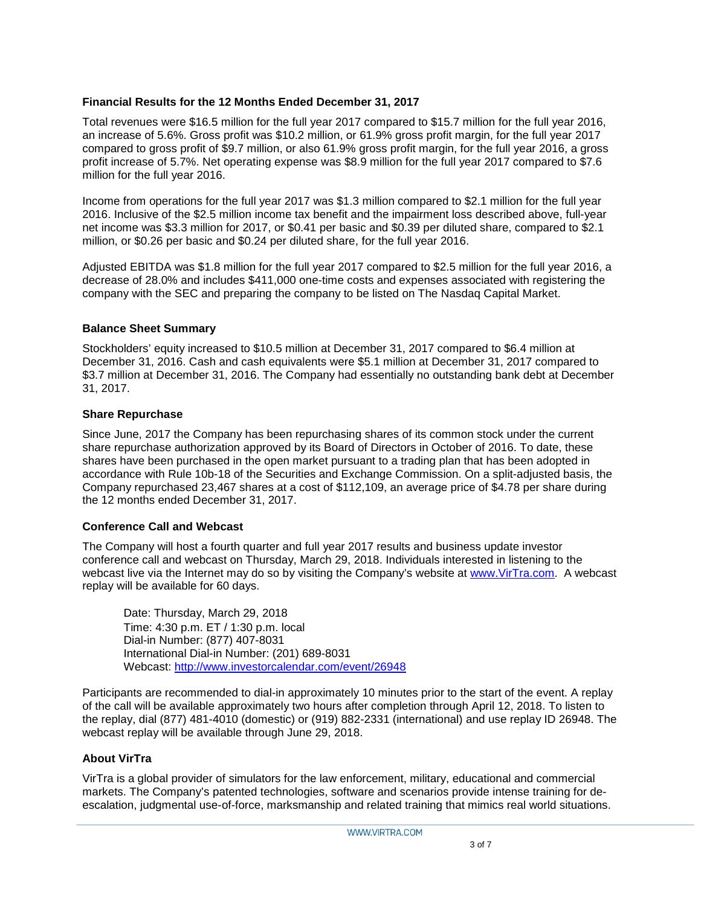### Financial Results for the 12 Months Ended December 31, 2017

Total revenues were $16.5 million for the full year 2017 compared to $15.7 million for the full year 2016, an increase of 5.6%. Gross profit was $10.2 million, or 61.9% gross profit margin, for the full year 2017 compared to gross profit of $9.7 million, or also 61.9% gross profit margin, for the full year 2016, a gross profit increase of 5.7%. Net operating expense was $8.9 million for the full year 2017 compared to $7.6 million for the full year 2016.

Income from operations for the full year 2017 was $1.3 million compared to $2.1 million for the full year 2016. Inclusive of the $2.5 million income tax benefit and the impairment loss described above, full-year net income was $3.3 million for 2017, or $0.41 per basic and $0.39 per diluted share, compared to $2.1 million, or $0.26 per basic and $0.24 per diluted share, for the full year 2016.

Adjusted EBITDA was $1.8 million for the full year 2017 compared to $2.5 million for the full year 2016, a decrease of 28.0% and includes $411,000 one-time costs and expenses associated with registering the company with the SEC and preparing the company to be listed on The Nasdaq Capital Market.

### Balance Sheet Summary

Stockholders' equity increased to $10.5 million at December 31, 2017 compared to $6.4 million at December 31, 2016. Cash and cash equivalents were $5.1 million at December 31, 2017 compared to $3.7 million at December 31, 2016. The Company had essentially no outstanding bank debt at December 31, 2017.

### Share Repurchase

Since June, 2017 the Company has been repurchasing shares of its common stock under the current share repurchase authorization approved by its Board of Directors in October of 2016. To date, these shares have been purchased in the open market pursuant to a trading plan that has been adopted in accordance with Rule 10b-18 of the Securities and Exchange Commission. On a split-adjusted basis, the Company repurchased 23,467 shares at a cost of $112,109, an average price of $4.78 per share during the 12 months ended December 31, 2017.

### Conference Call and Webcast

The Company will host a fourth quarter and full year 2017 results and business update investor conference call and webcast on Thursday, March 29, 2018. Individuals interested in listening to the webcast live via the Internet may do so by visiting the Company's website at www.VirTra.com. A webcast replay will be available for 60 days.

Date: Thursday, March 29, 2018
Time: 4:30 p.m. ET / 1:30 p.m. local
Dial-in Number: (877) 407-8031
International Dial-in Number: (201) 689-8031
Webcast: http://www.investorcalendar.com/event/26948

Participants are recommended to dial-in approximately 10 minutes prior to the start of the event. A replay of the call will be available approximately two hours after completion through April 12, 2018. To listen to the replay, dial (877) 481-4010 (domestic) or (919) 882-2331 (international) and use replay ID 26948. The webcast replay will be available through June 29, 2018.

### About VirTra

VirTra is a global provider of simulators for the law enforcement, military, educational and commercial markets. The Company's patented technologies, software and scenarios provide intense training for de-escalation, judgmental use-of-force, marksmanship and related training that mimics real world situations.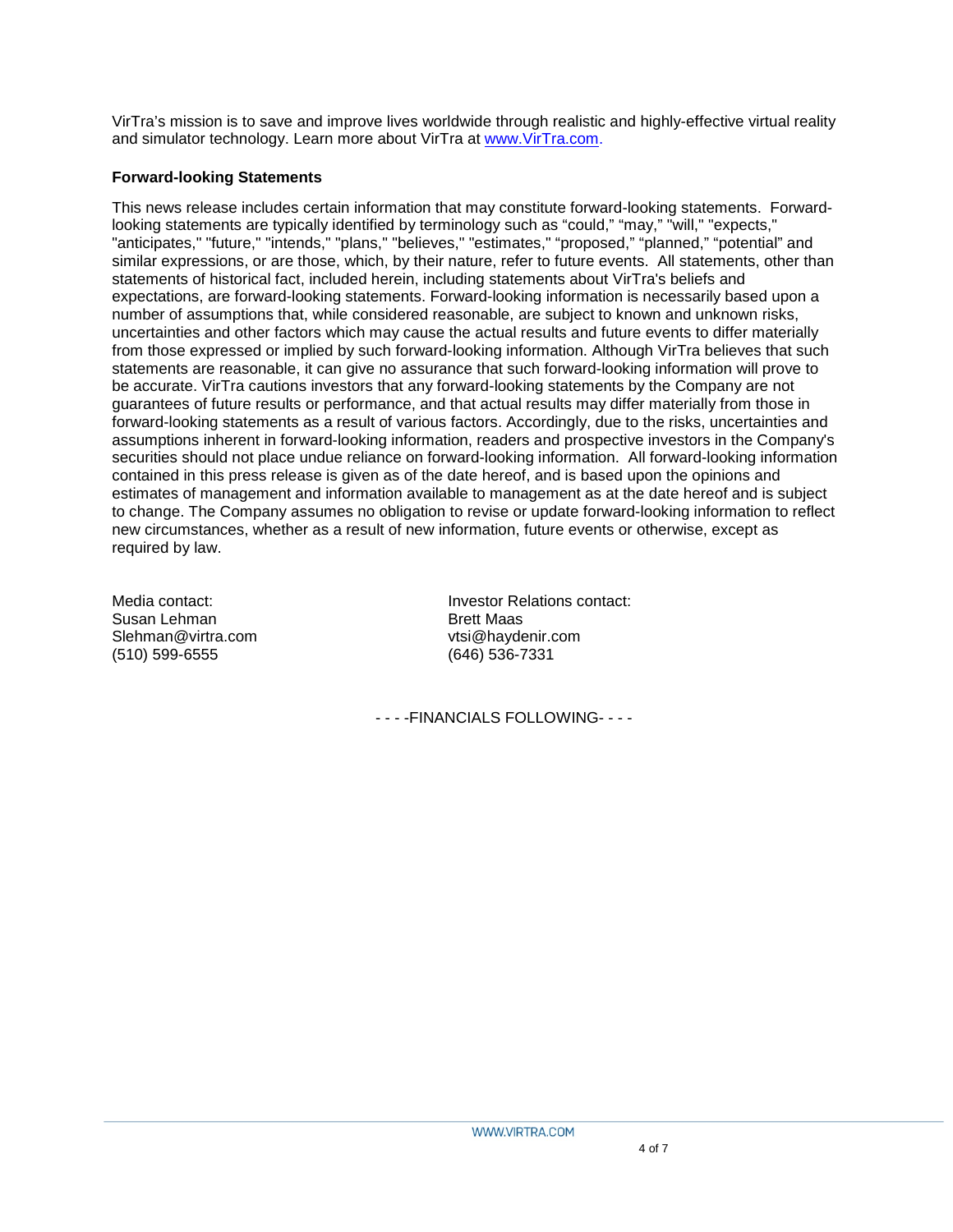VirTra's mission is to save and improve lives worldwide through realistic and highly-effective virtual reality and simulator technology. Learn more about VirTra at www.VirTra.com.

**Forward-looking Statements**

This news release includes certain information that may constitute forward-looking statements. Forward-looking statements are typically identified by terminology such as "could," "may," "will," "expects," "anticipates," "future," "intends," "plans," "believes," "estimates," "proposed," "planned," "potential" and similar expressions, or are those, which, by their nature, refer to future events. All statements, other than statements of historical fact, included herein, including statements about VirTra's beliefs and expectations, are forward-looking statements. Forward-looking information is necessarily based upon a number of assumptions that, while considered reasonable, are subject to known and unknown risks, uncertainties and other factors which may cause the actual results and future events to differ materially from those expressed or implied by such forward-looking information. Although VirTra believes that such statements are reasonable, it can give no assurance that such forward-looking information will prove to be accurate. VirTra cautions investors that any forward-looking statements by the Company are not guarantees of future results or performance, and that actual results may differ materially from those in forward-looking statements as a result of various factors. Accordingly, due to the risks, uncertainties and assumptions inherent in forward-looking information, readers and prospective investors in the Company's securities should not place undue reliance on forward-looking information. All forward-looking information contained in this press release is given as of the date hereof, and is based upon the opinions and estimates of management and information available to management as at the date hereof and is subject to change. The Company assumes no obligation to revise or update forward-looking information to reflect new circumstances, whether as a result of new information, future events or otherwise, except as required by law.

Media contact:
Susan Lehman
Slehman@virtra.com
(510) 599-6555

Investor Relations contact:
Brett Maas
vtsi@haydenir.com
(646) 536-7331

- - - -FINANCIALS FOLLOWING- - - -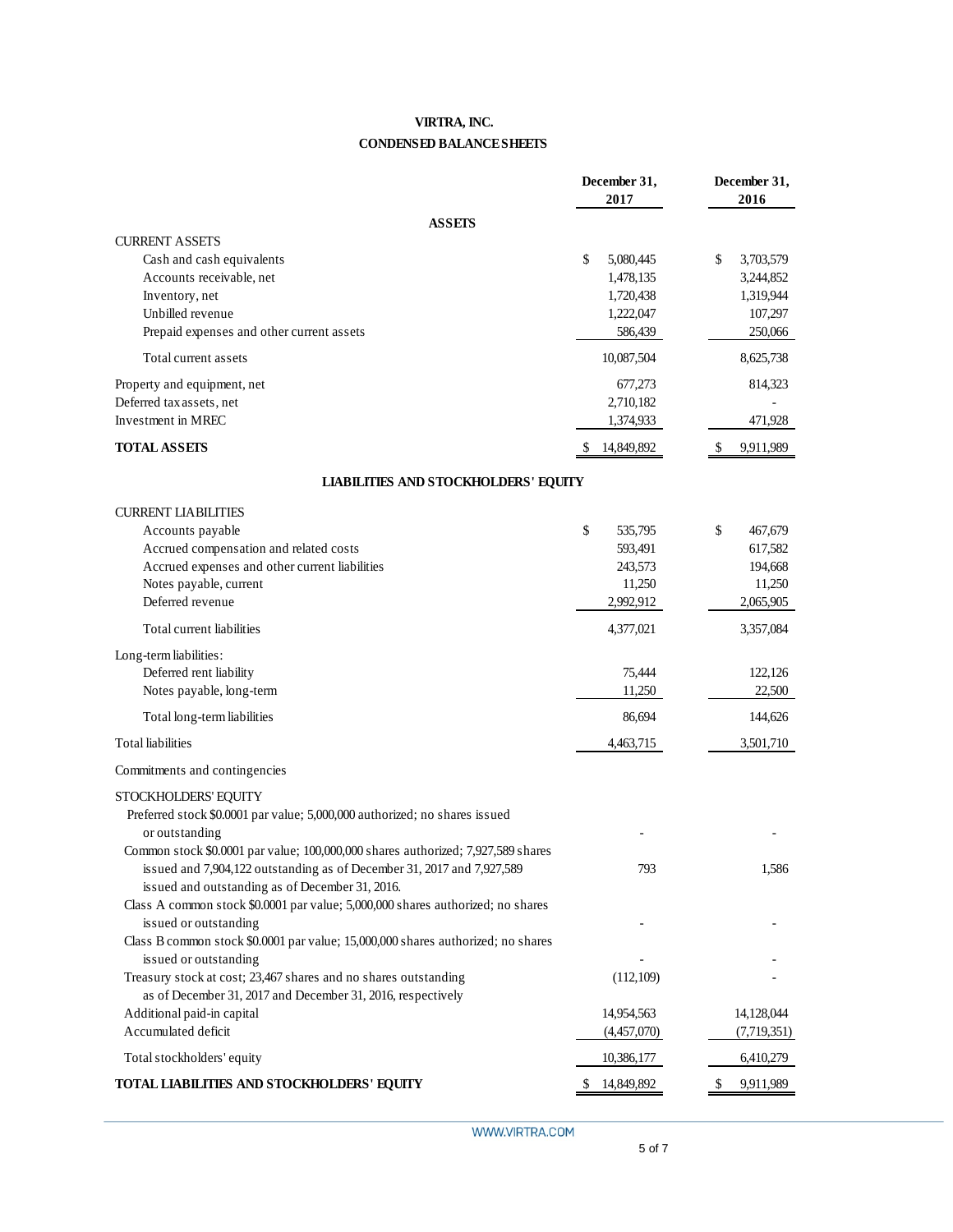# VIRTRA, INC.

## CONDENSED BALANCE SHEETS

| | December 31, 2017 | December 31, 2016 |
|---|---|---|
| **ASSETS** | | |
| CURRENT ASSETS | | |
| Cash and cash equivalents | $ 5,080,445 | $ 3,703,579 |
| Accounts receivable, net | 1,478,135 | 3,244,852 |
| Inventory, net | 1,720,438 | 1,319,944 |
| Unbilled revenue | 1,222,047 | 107,297 |
| Prepaid expenses and other current assets | 586,439 | 250,066 |
| Total current assets | 10,087,504 | 8,625,738 |
| Property and equipment, net | 677,273 | 814,323 |
| Deferred tax assets, net | 2,710,182 | - |
| Investment in MREC | 1,374,933 | 471,928 |
| **TOTAL ASSETS** | $ 14,849,892 | $ 9,911,989 |
| **LIABILITIES AND STOCKHOLDERS' EQUITY** | | |
| CURRENT LIABILITIES | | |
| Accounts payable | $ 535,795 | $ 467,679 |
| Accrued compensation and related costs | 593,491 | 617,582 |
| Accrued expenses and other current liabilities | 243,573 | 194,668 |
| Notes payable, current | 11,250 | 11,250 |
| Deferred revenue | 2,992,912 | 2,065,905 |
| Total current liabilities | 4,377,021 | 3,357,084 |
| Long-term liabilities: | | |
| Deferred rent liability | 75,444 | 122,126 |
| Notes payable, long-term | 11,250 | 22,500 |
| Total long-term liabilities | 86,694 | 144,626 |
| Total liabilities | 4,463,715 | 3,501,710 |
| Commitments and contingencies | | |
| STOCKHOLDERS' EQUITY | | |
| Preferred stock $0.0001 par value; 5,000,000 authorized; no shares issued or outstanding | - | - |
| Common stock $0.0001 par value; 100,000,000 shares authorized; 7,927,589 shares issued and 7,904,122 outstanding as of December 31, 2017 and 7,927,589 issued and outstanding as of December 31, 2016. | 793 | 1,586 |
| Class A common stock $0.0001 par value; 5,000,000 shares authorized; no shares issued or outstanding | - | - |
| Class B common stock $0.0001 par value; 15,000,000 shares authorized; no shares issued or outstanding | - | - |
| Treasury stock at cost; 23,467 shares and no shares outstanding as of December 31, 2017 and December 31, 2016, respectively | (112,109) | - |
| Additional paid-in capital | 14,954,563 | 14,128,044 |
| Accumulated deficit | (4,457,070) | (7,719,351) |
| Total stockholders' equity | 10,386,177 | 6,410,279 |
| **TOTAL LIABILITIES AND STOCKHOLDERS' EQUITY** | $ 14,849,892 | $ 9,911,989 |

WWW.VIRTRA.COM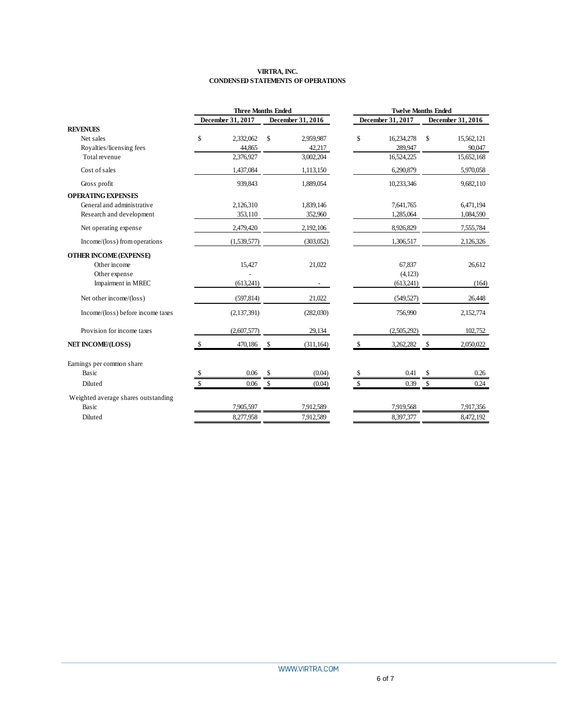**VIRTRA, INC.**
**CONDENSED STATEMENTS OF OPERATIONS**

| | Three Months Ended | | Twelve Months Ended | |
|---|---|---|---|---|
| | December 31, 2017 | December 31, 2016 | December 31, 2017 | December 31, 2016 |
| **REVENUES** | | | | |
| Net sales | $ 2,332,062 | $ 2,959,987 | $ 16,234,278 | $ 15,562,121 |
| Royalties/licensing fees | 44,865 | 42,217 | 289,947 | 90,047 |
| Total revenue | 2,376,927 | 3,002,204 | 16,524,225 | 15,652,168 |
| Cost of sales | 1,437,084 | 1,113,150 | 6,290,879 | 5,970,058 |
| Gross profit | 939,843 | 1,889,054 | 10,233,346 | 9,682,110 |
| **OPERATING EXPENSES** | | | | |
| General and administrative | 2,126,310 | 1,839,146 | 7,641,765 | 6,471,194 |
| Research and development | 353,110 | 352,960 | 1,285,064 | 1,084,590 |
| Net operating expense | 2,479,420 | 2,192,106 | 8,926,829 | 7,555,784 |
| Income/(loss) from operations | (1,539,577) | (303,052) | 1,306,517 | 2,126,326 |
| **OTHER INCOME (EXPENSE)** | | | | |
| Other income | 15,427 | 21,022 | 67,837 | 26,612 |
| Other expense | - | | (4,123) | |
| Impairment in MREC | (613,241) | - | (613,241) | (164) |
| Net other income/(loss) | (597,814) | 21,022 | (549,527) | 26,448 |
| Income/(loss) before income taxes | (2,137,391) | (282,030) | 756,990 | 2,152,774 |
| Provision for income taxes | (2,607,577) | 29,134 | (2,505,292) | 102,752 |
| **NET INCOME/(LOSS)** | $ 470,186 | $ (311,164) | $ 3,262,282 | $ 2,050,022 |
| Earnings per common share | | | | |
| Basic | $ 0.06 | $ (0.04) | $ 0.41 | $ 0.26 |
| Diluted | $ 0.06 | $ (0.04) | $ 0.39 | $ 0.24 |
| Weighted average shares outstanding | | | | |
| Basic | 7,905,597 | 7,912,589 | 7,919,568 | 7,917,356 |
| Diluted | 8,277,958 | 7,912,589 | 8,397,377 | 8,472,192 |

WWW.VIRTRA.COM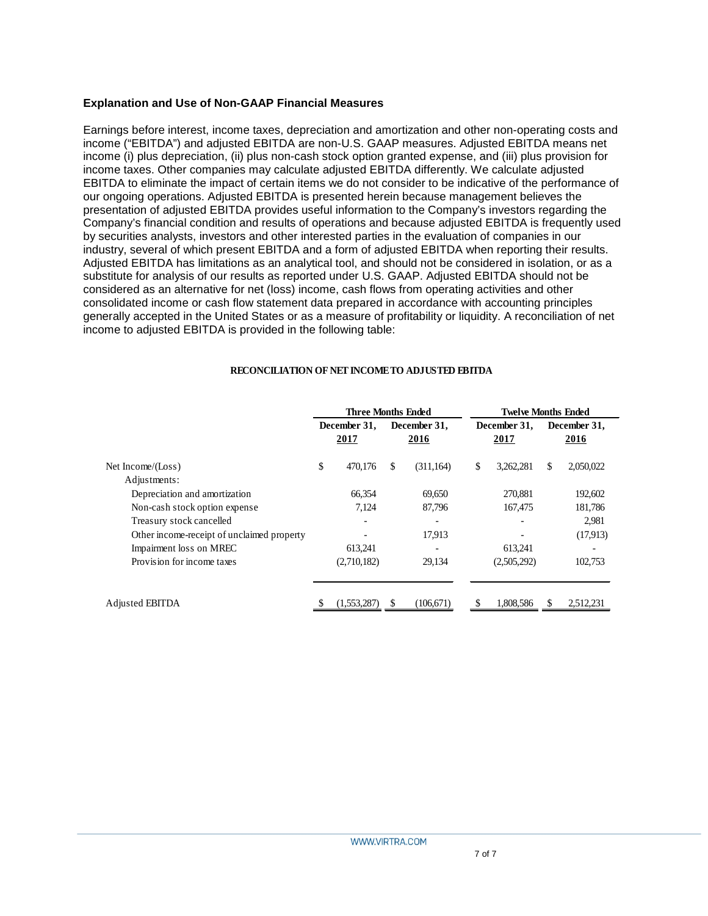### Explanation and Use of Non-GAAP Financial Measures

Earnings before interest, income taxes, depreciation and amortization and other non-operating costs and income ("EBITDA") and adjusted EBITDA are non-U.S. GAAP measures. Adjusted EBITDA means net income (i) plus depreciation, (ii) plus non-cash stock option granted expense, and (iii) plus provision for income taxes. Other companies may calculate adjusted EBITDA differently. We calculate adjusted EBITDA to eliminate the impact of certain items we do not consider to be indicative of the performance of our ongoing operations. Adjusted EBITDA is presented herein because management believes the presentation of adjusted EBITDA provides useful information to the Company's investors regarding the Company's financial condition and results of operations and because adjusted EBITDA is frequently used by securities analysts, investors and other interested parties in the evaluation of companies in our industry, several of which present EBITDA and a form of adjusted EBITDA when reporting their results. Adjusted EBITDA has limitations as an analytical tool, and should not be considered in isolation, or as a substitute for analysis of our results as reported under U.S. GAAP. Adjusted EBITDA should not be considered as an alternative for net (loss) income, cash flows from operating activities and other consolidated income or cash flow statement data prepared in accordance with accounting principles generally accepted in the United States or as a measure of profitability or liquidity. A reconciliation of net income to adjusted EBITDA is provided in the following table:

**RECONCILIATION OF NET INCOME TO ADJUSTED EBITDA**

| | Three Months Ended | | Twelve Months Ended | |
|---|---|---|---|---|
| | December 31, 2017 | December 31, 2016 | December 31, 2017 | December 31, 2016 |
| Net Income/(Loss) | $ 470,176 | $ (311,164) | $ 3,262,281 | $ 2,050,022 |
| Adjustments: | | | | |
| Depreciation and amortization | 66,354 | 69,650 | 270,881 | 192,602 |
| Non-cash stock option expense | 7,124 | 87,796 | 167,475 | 181,786 |
| Treasury stock cancelled | - | - | - | 2,981 |
| Other income-receipt of unclaimed property | - | 17,913 | - | (17,913) |
| Impairment loss on MREC | 613,241 | - | 613,241 | - |
| Provision for income taxes | (2,710,182) | 29,134 | (2,505,292) | 102,753 |
| Adjusted EBITDA | $ (1,553,287) | $ (106,671) | $ 1,808,586 | $ 2,512,231 |

WWW.VIRTRA.COM